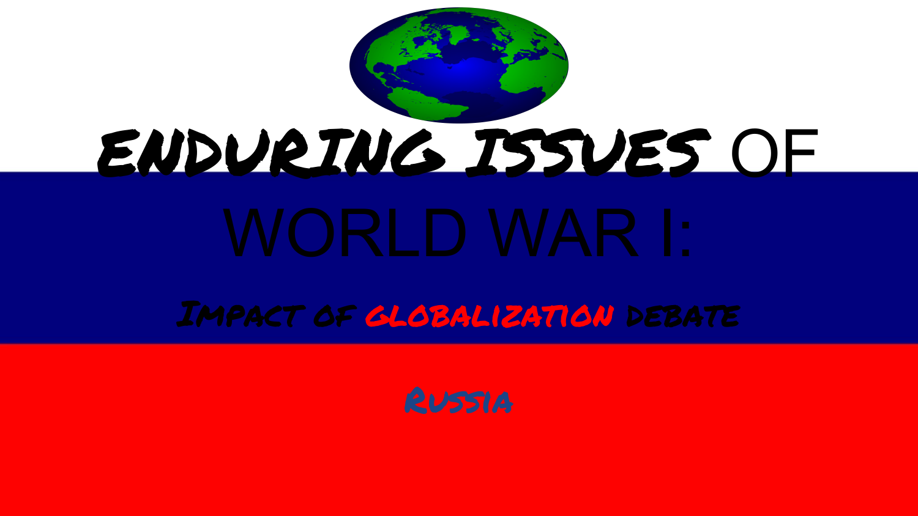# ENDURING ISSUES OF WORLD WAR I:

## Impact of globalization debate

### Russia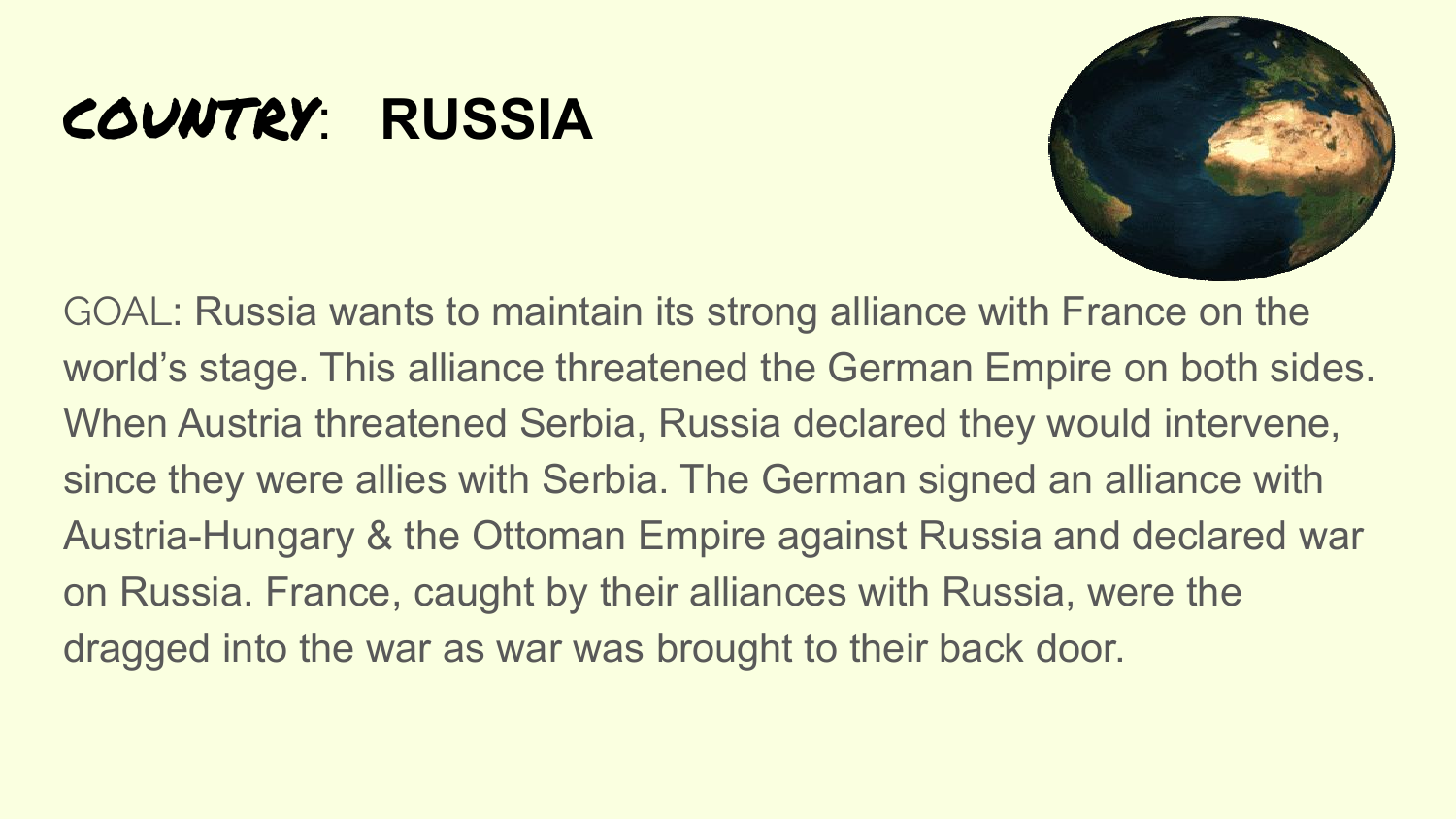# COUNTRY: RUSSIA

GOAL: Russia wants to maintain its strong alliance with France on the world's stage. This alliance threatened the German Empire on both sides. When Austria threatened Serbia, Russia declared they would intervene, since they were allies with Serbia. The German signed an alliance with Austria-Hungary & the Ottoman Empire against Russia and declared war on Russia. France, caught by their alliances with Russia, were the dragged into the war as war was brought to their back door.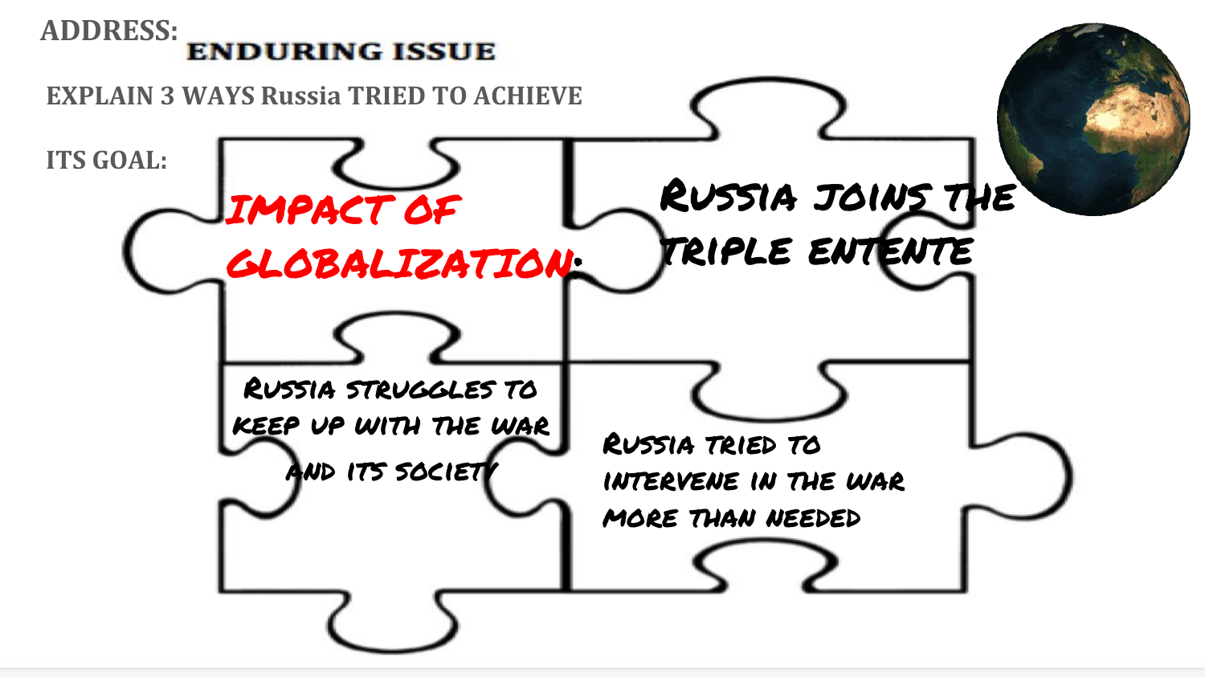ADDRESS: **ENDURING ISSUE**

**EXPLAIN 3 WAYS Russia TRIED TO ACHIEVE ITS GOAL:**

**IMPACT OF GLOBALIZATION:**

RUSSIA JOINS THE TRIPLE ENTENTE

RUSSIA STRUGGLES TO KEEP UP WITH THE WAR AND ITS SOCIETY

RUSSIA TRIED TO INTERVENE IN THE WAR MORE THAN NEEDED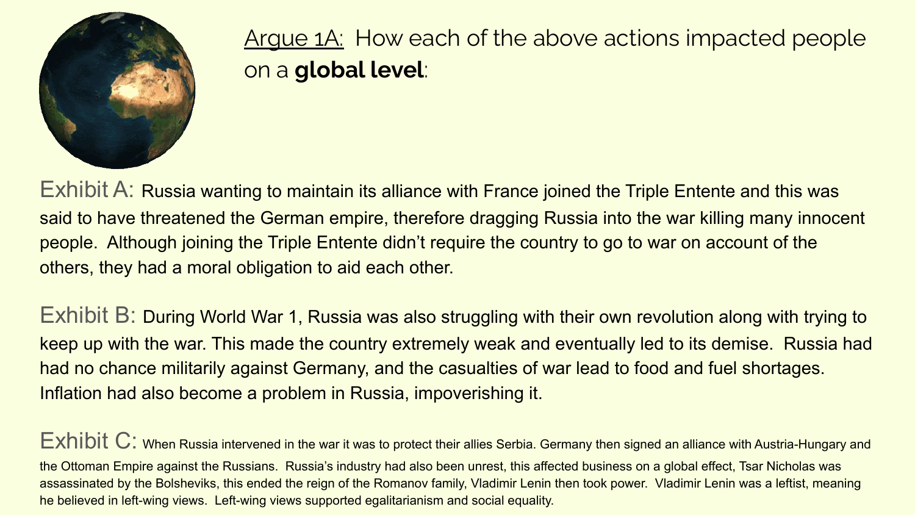## <u>Argue 1A:</u> How each of the above actions impacted people on a **global level**:

Exhibit A: Russia wanting to maintain its alliance with France joined the Triple Entente and this was said to have threatened the German empire, therefore dragging Russia into the war killing many innocent people. Although joining the Triple Entente didn't require the country to go to war on account of the others, they had a moral obligation to aid each other.

Exhibit B: During World War 1, Russia was also struggling with their own revolution along with trying to keep up with the war. This made the country extremely weak and eventually led to its demise. Russia had had no chance militarily against Germany, and the casualties of war lead to food and fuel shortages. Inflation had also become a problem in Russia, impoverishing it.

Exhibit C: When Russia intervened in the war it was to protect their allies Serbia. Germany then signed an alliance with Austria-Hungary and the Ottoman Empire against the Russians. Russia's industry had also been unrest, this affected business on a global effect, Tsar Nicholas was assassinated by the Bolsheviks, this ended the reign of the Romanov family, Vladimir Lenin then took power. Vladimir Lenin was a leftist, meaning he believed in left-wing views. Left-wing views supported egalitarianism and social equality.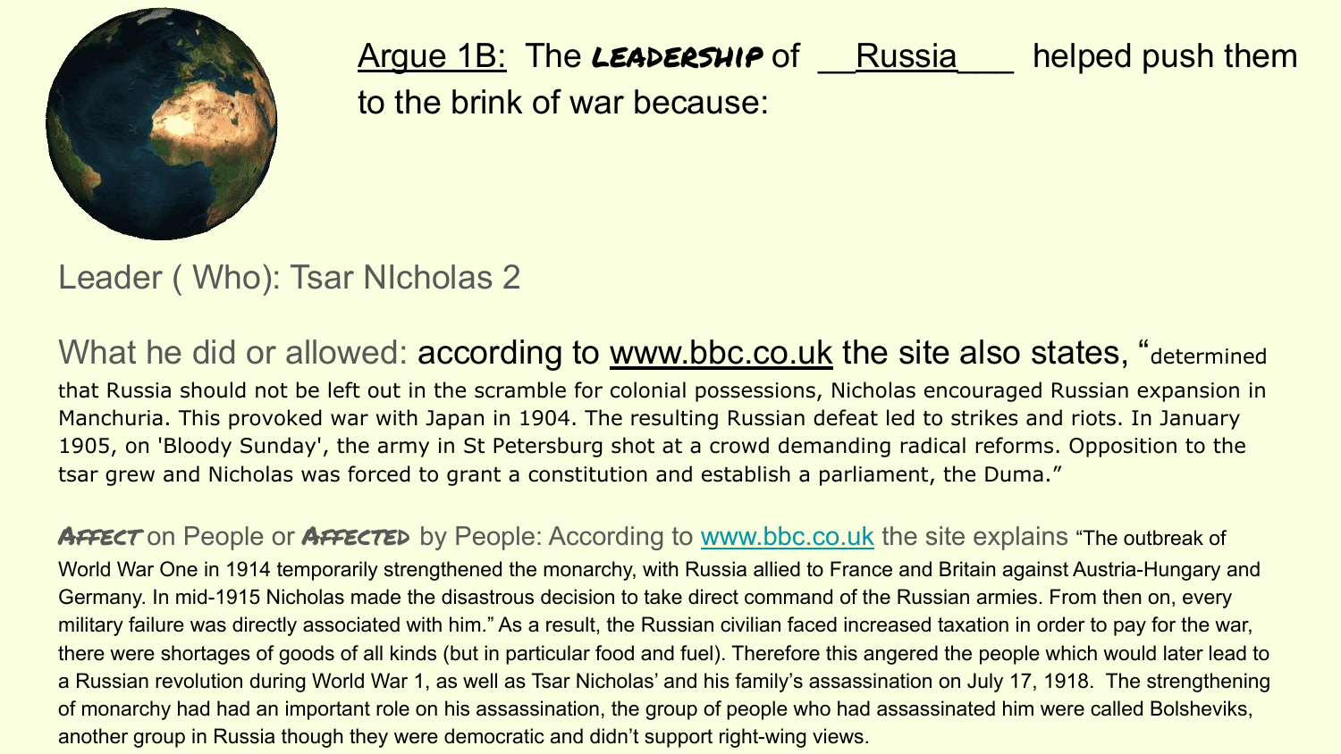## Argue 1B: The **LEADERSHIP** of __Russia___ helped push them to the brink of war because:

Leader ( Who): Tsar NIcholas 2

What he did or allowed: according to www.bbc.co.uk the site also states, "determined that Russia should not be left out in the scramble for colonial possessions, Nicholas encouraged Russian expansion in Manchuria. This provoked war with Japan in 1904. The resulting Russian defeat led to strikes and riots. In January 1905, on 'Bloody Sunday', the army in St Petersburg shot at a crowd demanding radical reforms. Opposition to the tsar grew and Nicholas was forced to grant a constitution and establish a parliament, the Duma."

**AFFECT** on People or **AFFECTED** by People: According to www.bbc.co.uk the site explains "The outbreak of World War One in 1914 temporarily strengthened the monarchy, with Russia allied to France and Britain against Austria-Hungary and Germany. In mid-1915 Nicholas made the disastrous decision to take direct command of the Russian armies. From then on, every military failure was directly associated with him." As a result, the Russian civilian faced increased taxation in order to pay for the war, there were shortages of goods of all kinds (but in particular food and fuel). Therefore this angered the people which would later lead to a Russian revolution during World War 1, as well as Tsar Nicholas' and his family's assassination on July 17, 1918. The strengthening of monarchy had had an important role on his assassination, the group of people who had assassinated him were called Bolsheviks, another group in Russia though they were democratic and didn't support right-wing views.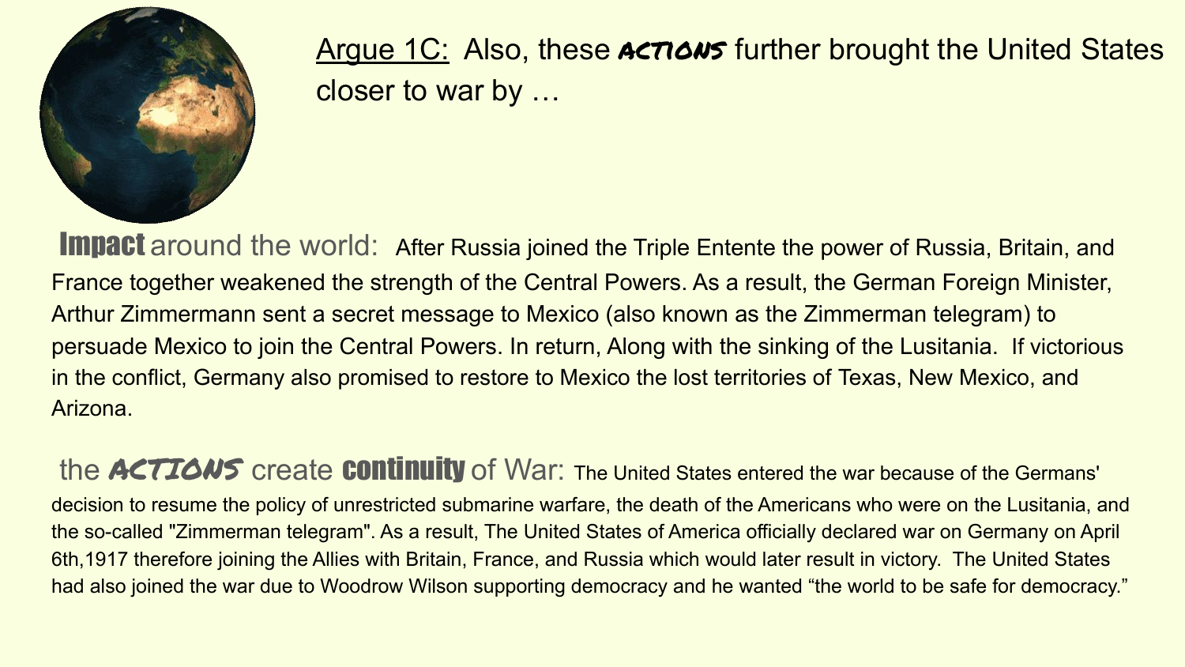Argue 1C: Also, these **ACTIONS** further brought the United States closer to war by …

**Impact** around the world: After Russia joined the Triple Entente the power of Russia, Britain, and France together weakened the strength of the Central Powers. As a result, the German Foreign Minister, Arthur Zimmermann sent a secret message to Mexico (also known as the Zimmerman telegram) to persuade Mexico to join the Central Powers. In return, Along with the sinking of the Lusitania. If victorious in the conflict, Germany also promised to restore to Mexico the lost territories of Texas, New Mexico, and Arizona.

the **ACTIONS** create **continuity** of War: The United States entered the war because of the Germans' decision to resume the policy of unrestricted submarine warfare, the death of the Americans who were on the Lusitania, and the so-called "Zimmerman telegram". As a result, The United States of America officially declared war on Germany on April 6th,1917 therefore joining the Allies with Britain, France, and Russia which would later result in victory. The United States had also joined the war due to Woodrow Wilson supporting democracy and he wanted "the world to be safe for democracy."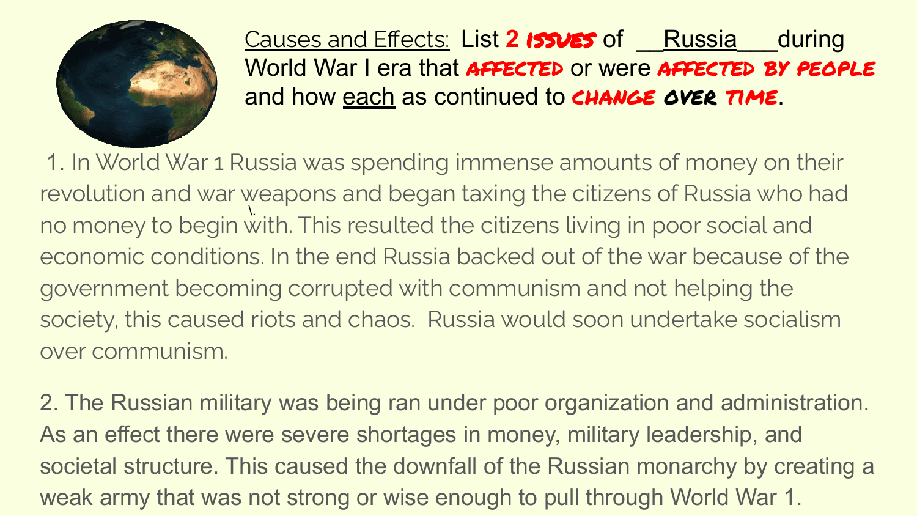Causes and Effects: List 2 **ISSUES** of __Russia___during World War I era that **AFFECTED** or were **AFFECTED BY PEOPLE** and how each as continued to **CHANGE OVER TIME**.

1. In World War 1 Russia was spending immense amounts of money on their revolution and war weapons and began taxing the citizens of Russia who had no money to begin with. This resulted the citizens living in poor social and economic conditions. In the end Russia backed out of the war because of the government becoming corrupted with communism and not helping the society, this caused riots and chaos. Russia would soon undertake socialism over communism.

2. The Russian military was being ran under poor organization and administration. As an effect there were severe shortages in money, military leadership, and societal structure. This caused the downfall of the Russian monarchy by creating a weak army that was not strong or wise enough to pull through World War 1.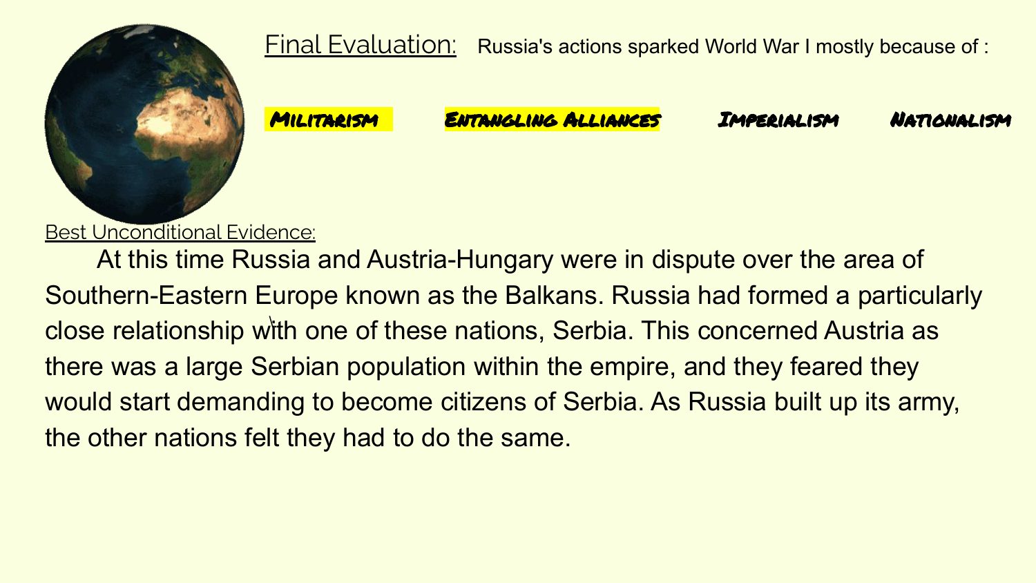Final Evaluation: Russia's actions sparked World War I mostly because of :

**Militarism** **Entangling Alliances** Imperialism Nationalism

Best Unconditional Evidence:

At this time Russia and Austria-Hungary were in dispute over the area of Southern-Eastern Europe known as the Balkans. Russia had formed a particularly close relationship with one of these nations, Serbia. This concerned Austria as there was a large Serbian population within the empire, and they feared they would start demanding to become citizens of Serbia. As Russia built up its army, the other nations felt they had to do the same.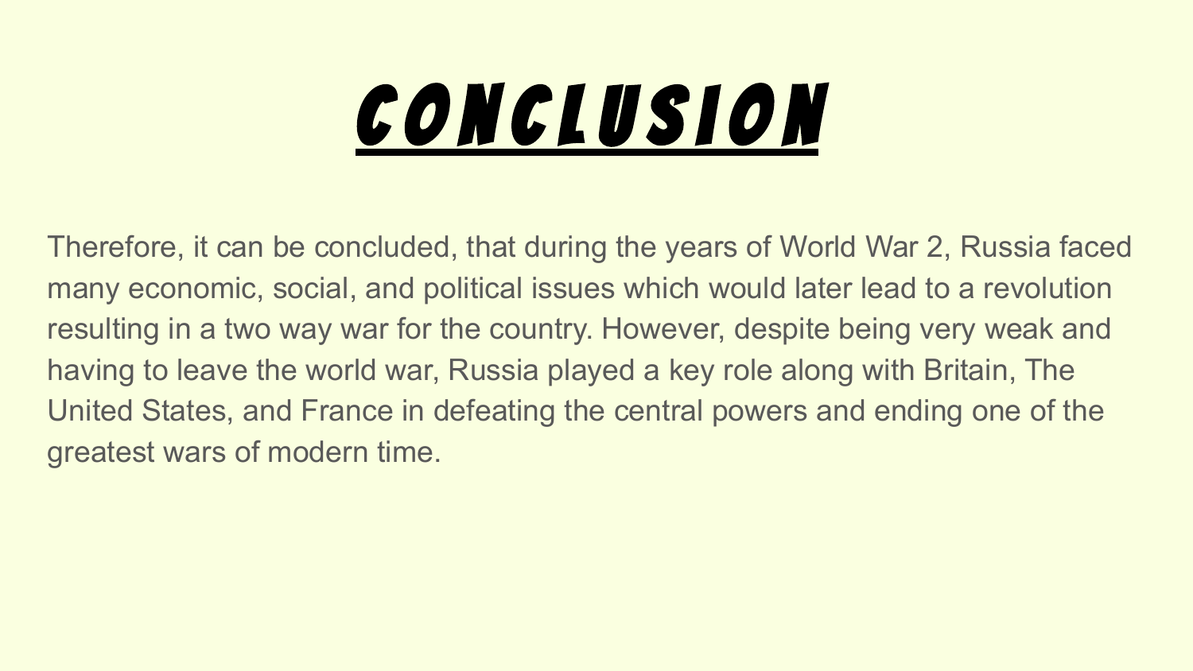# CONCLUSION

Therefore, it can be concluded, that during the years of World War 2, Russia faced many economic, social, and political issues which would later lead to a revolution resulting in a two way war for the country. However, despite being very weak and having to leave the world war, Russia played a key role along with Britain, The United States, and France in defeating the central powers and ending one of the greatest wars of modern time.